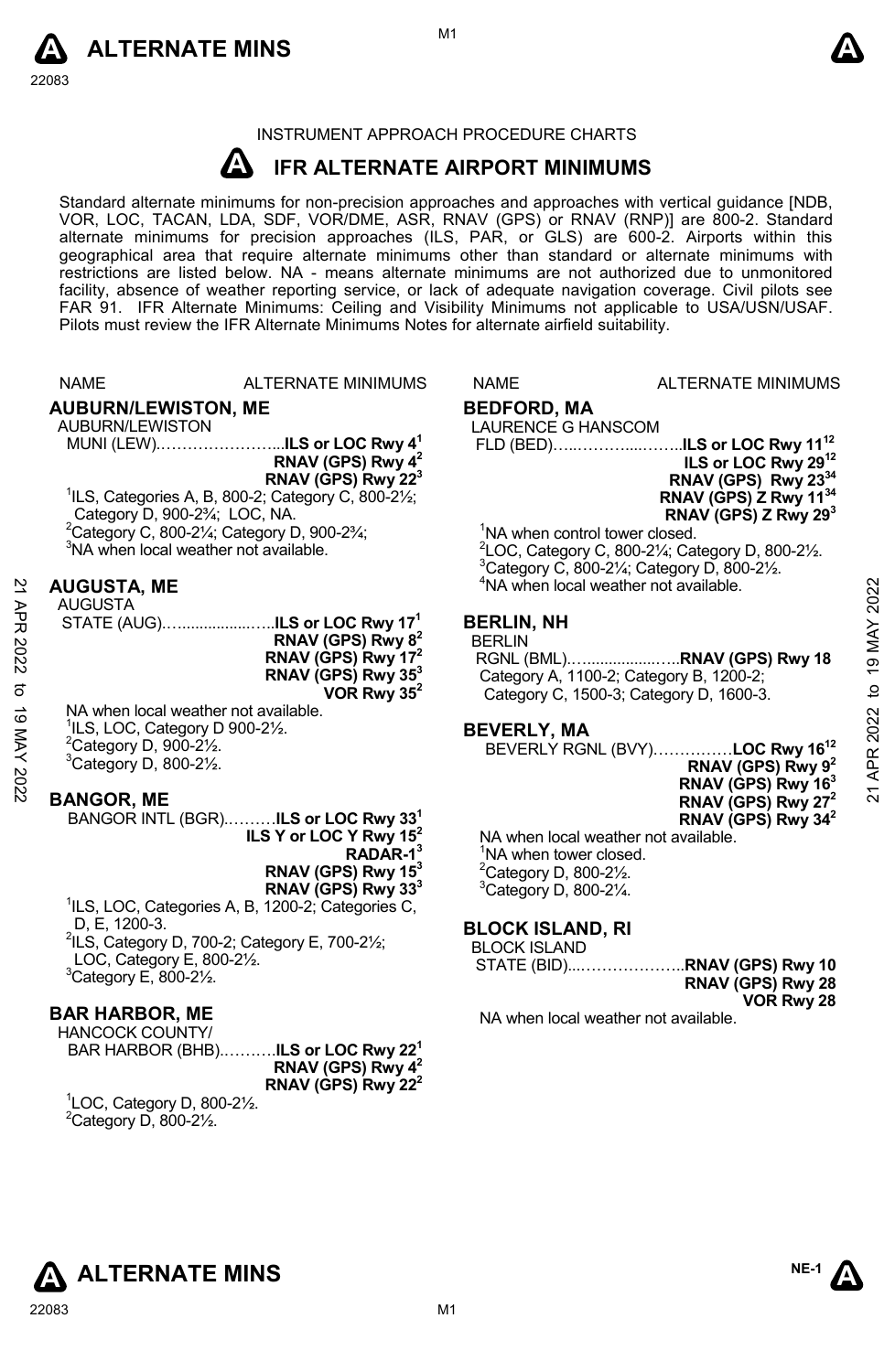INSTRUMENT APPROACH PROCEDURE CHARTS

# IFR ALTERNATE AIRPORT MINIMUMS

Standard alternate minimums for non-precision approaches and approaches with vertical guidance [NDB, VOR, LOC, TACAN, LDA, SDF, VOR/DME, ASR, RNAV (GPS) or RNAV (RNP)] are 800-2. Standard alternate minimums for precision approaches (ILS, PAR, or GLS) are 600-2. Airports within this geographical area that require alternate minimums other than standard or alternate minimums with restrictions are listed below. NA - means alternate minimums are not authorized due to unmonitored facility, absence of weather reporting service, or lack of adequate navigation coverage. Civil pilots see FAR 91. IFR Alternate Minimums: Ceiling and Visibility Minimums not applicable to USA/USN/USAF. Pilots must review the IFR Alternate Minimums Notes for alternate airfield suitability.

NAME — ALTERNATE MINIMUMS

## AUBURN/LEWISTON, ME

AUBURN/LEWISTON MUNI (LEW)........................**ILS or LOC Rwy 4**[1]
**RNAV (GPS) Rwy 4**[2]
**RNAV (GPS) Rwy 22**[3]

[1]ILS, Categories A, B, 800-2; Category C, 800-2½; Category D, 900-2¾; LOC, NA.
[2]Category C, 800-2¼; Category D, 900-2¾;
[3]NA when local weather not available.

## AUGUSTA, ME

AUGUSTA STATE (AUG)........................**ILS or LOC Rwy 17**[1]
**RNAV (GPS) Rwy 8**[2]
**RNAV (GPS) Rwy 17**[2]
**RNAV (GPS) Rwy 35**[3]
**VOR Rwy 35**[2]

NA when local weather not available.
[1]ILS, LOC, Category D 900-2½.
[2]Category D, 900-2½.
[3]Category D, 800-2½.

## BANGOR, ME

BANGOR INTL (BGR)..........**ILS or LOC Rwy 33**[1]
**ILS Y or LOC Y Rwy 15**[2]
**RADAR-1**[3]
**RNAV (GPS) Rwy 15**[3]
**RNAV (GPS) Rwy 33**[3]

[1]ILS, LOC, Categories A, B, 1200-2; Categories C, D, E, 1200-3.
[2]ILS, Category D, 700-2; Category E, 700-2½; LOC, Category E, 800-2½.
[3]Category E, 800-2½.

## BAR HARBOR, ME

HANCOCK COUNTY/ BAR HARBOR (BHB)..........**ILS or LOC Rwy 22**[1]
**RNAV (GPS) Rwy 4**[2]
**RNAV (GPS) Rwy 22**[2]

[1]LOC, Category D, 800-2½.
[2]Category D, 800-2½.

## BEDFORD, MA

LAURENCE G HANSCOM FLD (BED)........................**ILS or LOC Rwy 11**[12]
**ILS or LOC Rwy 29**[12]
**RNAV (GPS) Rwy 23**[34]
**RNAV (GPS) Z Rwy 11**[34]
**RNAV (GPS) Z Rwy 29**[3]

[1]NA when control tower closed.
[2]LOC, Category C, 800-2¼; Category D, 800-2½.
[3]Category C, 800-2¼; Category D, 800-2½.
[4]NA when local weather not available.

## BERLIN, NH

BERLIN RGNL (BML)........................**RNAV (GPS) Rwy 18**
Category A, 1100-2; Category B, 1200-2; Category C, 1500-3; Category D, 1600-3.

## BEVERLY, MA

BEVERLY RGNL (BVY)...............**LOC Rwy 16**[12]
**RNAV (GPS) Rwy 9**[2]
**RNAV (GPS) Rwy 16**[3]
**RNAV (GPS) Rwy 27**[2]
**RNAV (GPS) Rwy 34**[2]

NA when local weather not available.
[1]NA when tower closed.
[2]Category D, 800-2½.
[3]Category D, 800-2¼.

## BLOCK ISLAND, RI

BLOCK ISLAND STATE (BID)........................**RNAV (GPS) Rwy 10**
**RNAV (GPS) Rwy 28**
**VOR Rwy 28**

NA when local weather not available.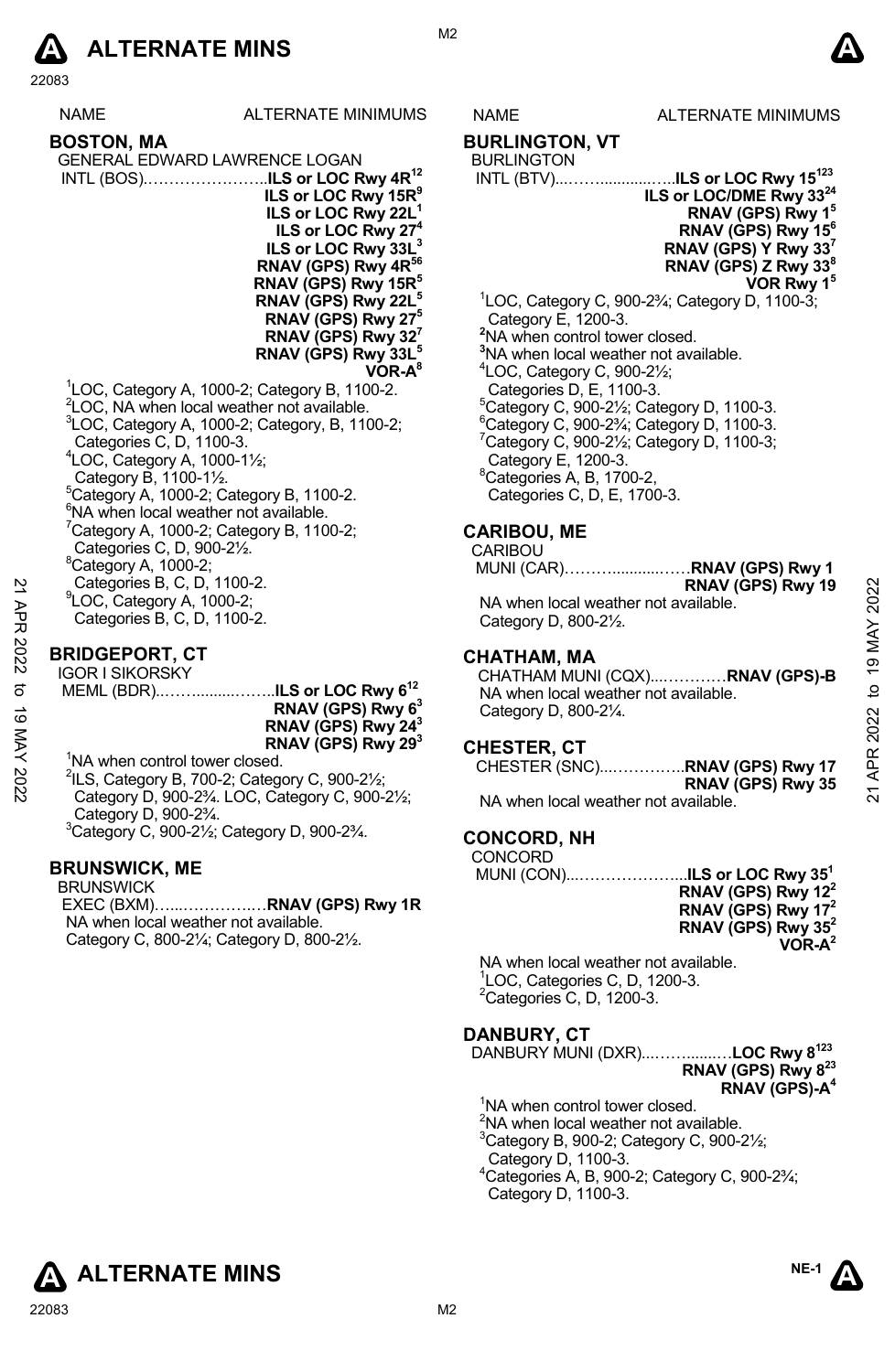| NAME | ALTERNATE MINIMUMS |
|---|---|

## BOSTON, MA

GENERAL EDWARD LAWRENCE LOGAN INTL (BOS)……………………..**ILS or LOC Rwy 4R[12]**
**ILS or LOC Rwy 15R[9]**
**ILS or LOC Rwy 22L[1]**
**ILS or LOC Rwy 27[4]**
**ILS or LOC Rwy 33L[3]**
**RNAV (GPS) Rwy 4R[56]**
**RNAV (GPS) Rwy 15R[5]**
**RNAV (GPS) Rwy 22L[5]**
**RNAV (GPS) Rwy 27[5]**
**RNAV (GPS) Rwy 32[7]**
**RNAV (GPS) Rwy 33L[5]**
**VOR-A[8]**

[1]LOC, Category A, 1000-2; Category B, 1100-2.
[2]LOC, NA when local weather not available.
[3]LOC, Category A, 1000-2; Category, B, 1100-2; Categories C, D, 1100-3.
[4]LOC, Category A, 1000-1½; Category B, 1100-1½.
[5]Category A, 1000-2; Category B, 1100-2.
[6]NA when local weather not available.
[7]Category A, 1000-2; Category B, 1100-2; Categories C, D, 900-2½.
[8]Category A, 1000-2; Categories B, C, D, 1100-2.
[9]LOC, Category A, 1000-2; Categories B, C, D, 1100-2.

## BRIDGEPORT, CT

IGOR I SIKORSKY MEML (BDR)..……........……..**ILS or LOC Rwy 6[12]**
**RNAV (GPS) Rwy 6[3]**
**RNAV (GPS) Rwy 24[3]**
**RNAV (GPS) Rwy 29[3]**

[1]NA when control tower closed.
[2]ILS, Category B, 700-2; Category C, 900-2½; Category D, 900-2¾. LOC, Category C, 900-2½; Category D, 900-2¾.
[3]Category C, 900-2½; Category D, 900-2¾.

## BRUNSWICK, ME

BRUNSWICK EXEC (BXM)…....…………..…**RNAV (GPS) Rwy 1R**
NA when local weather not available.
Category C, 800-2¼; Category D, 800-2½.

## BURLINGTON, VT

BURLINGTON INTL (BTV)...……............…..**ILS or LOC Rwy 15[123]**
**ILS or LOC/DME Rwy 33[24]**
**RNAV (GPS) Rwy 1[5]**
**RNAV (GPS) Rwy 15[6]**
**RNAV (GPS) Y Rwy 33[7]**
**RNAV (GPS) Z Rwy 33[8]**
**VOR Rwy 1[5]**

[1]LOC, Category C, 900-2¾; Category D, 1100-3; Category E, 1200-3.
[2]NA when control tower closed.
[3]NA when local weather not available.
[4]LOC, Category C, 900-2½; Categories D, E, 1100-3.
[5]Category C, 900-2½; Category D, 1100-3.
[6]Category C, 900-2¾; Category D, 1100-3.
[7]Category C, 900-2½; Category D, 1100-3; Category E, 1200-3.
[8]Categories A, B, 1700-2, Categories C, D, E, 1700-3.

## CARIBOU, ME

CARIBOU MUNI (CAR)………...........……**RNAV (GPS) Rwy 1**
**RNAV (GPS) Rwy 19**
NA when local weather not available.
Category D, 800-2½.

## CHATHAM, MA

CHATHAM MUNI (CQX)....…………**RNAV (GPS)-B**
NA when local weather not available.
Category D, 800-2¼.

## CHESTER, CT

CHESTER (SNC)...…………..**RNAV (GPS) Rwy 17**
**RNAV (GPS) Rwy 35**
NA when local weather not available.

## CONCORD, NH

CONCORD MUNI (CON)....………………...**ILS or LOC Rwy 35[1]**
**RNAV (GPS) Rwy 12[2]**
**RNAV (GPS) Rwy 17[2]**
**RNAV (GPS) Rwy 35[2]**
**VOR-A[2]**

NA when local weather not available.
[1]LOC, Categories C, D, 1200-3.
[2]Categories C, D, 1200-3.

## DANBURY, CT

DANBURY MUNI (DXR)...……......…**LOC Rwy 8[123]**
**RNAV (GPS) Rwy 8[23]**
**RNAV (GPS)-A[4]**

[1]NA when control tower closed.
[2]NA when local weather not available.
[3]Category B, 900-2; Category C, 900-2½; Category D, 1100-3.
[4]Categories A, B, 900-2; Category C, 900-2¾; Category D, 1100-3.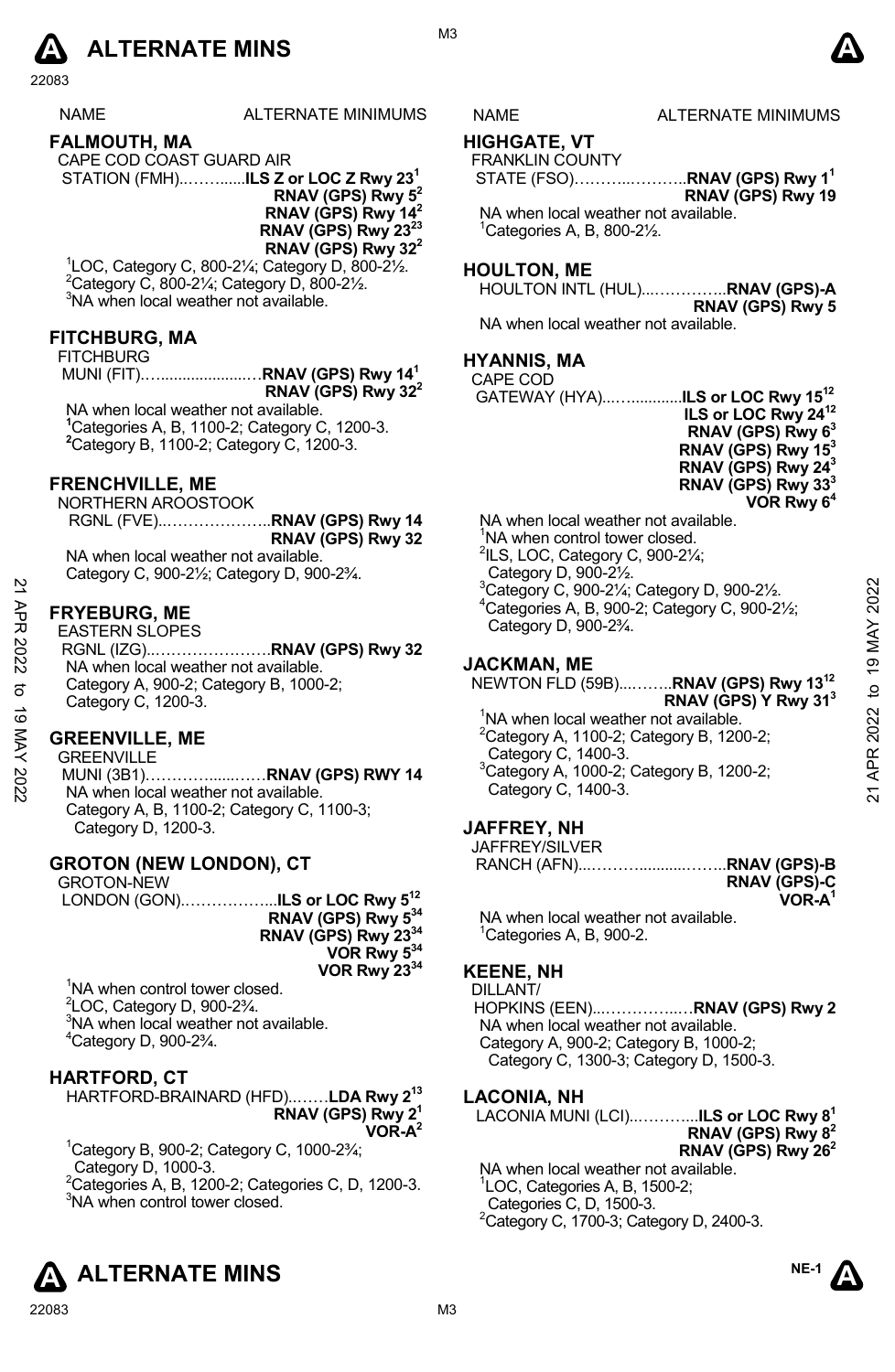# ALTERNATE MINS

| NAME | ALTERNATE MINIMUMS |
|---|---|

## FALMOUTH, MA

CAPE COD COAST GUARD AIR STATION (FMH)……......**ILS Z or LOC Z Rwy 23**[1]
**RNAV (GPS) Rwy 5**[2]
**RNAV (GPS) Rwy 14**[2]
**RNAV (GPS) Rwy 23**[23]
**RNAV (GPS) Rwy 32**[2]

[1]LOC, Category C, 800-2¼; Category D, 800-2½.
[2]Category C, 800-2¼; Category D, 800-2½.
[3]NA when local weather not available.

## FITCHBURG, MA

FITCHBURG MUNI (FIT)…......................…**RNAV (GPS) Rwy 14**[1]
**RNAV (GPS) Rwy 32**[2]

NA when local weather not available.
[1]Categories A, B, 1100-2; Category C, 1200-3.
[2]Category B, 1100-2; Category C, 1200-3.

## FRENCHVILLE, ME

NORTHERN AROOSTOOK RGNL (FVE)..………………..**RNAV (GPS) Rwy 14**
**RNAV (GPS) Rwy 32**

NA when local weather not available.
Category C, 900-2½; Category D, 900-2¾.

## FRYEBURG, ME

EASTERN SLOPES RGNL (IZG)..…………………..**RNAV (GPS) Rwy 32**

NA when local weather not available.
Category A, 900-2; Category B, 1000-2; Category C, 1200-3.

## GREENVILLE, ME

GREENVILLE MUNI (3B1)…………......……**RNAV (GPS) RWY 14**

NA when local weather not available.
Category A, B, 1100-2; Category C, 1100-3; Category D, 1200-3.

## GROTON (NEW LONDON), CT

GROTON-NEW LONDON (GON).………………...**ILS or LOC Rwy 5**[12]
**RNAV (GPS) Rwy 5**[34]
**RNAV (GPS) Rwy 23**[34]
**VOR Rwy 5**[34]
**VOR Rwy 23**[34]

[1]NA when control tower closed.
[2]LOC, Category D, 900-2¾.
[3]NA when local weather not available.
[4]Category D, 900-2¾.

## HARTFORD, CT

HARTFORD-BRAINARD (HFD)..……**LDA Rwy 2**[13]
**RNAV (GPS) Rwy 2**[1]
**VOR-A**[2]

[1]Category B, 900-2; Category C, 1000-2¾; Category D, 1000-3.
[2]Categories A, B, 1200-2; Categories C, D, 1200-3.
[3]NA when control tower closed.

## HIGHGATE, VT

FRANKLIN COUNTY STATE (FSO)………...……..**RNAV (GPS) Rwy 1**[1]
**RNAV (GPS) Rwy 19**

NA when local weather not available.
[1]Categories A, B, 800-2½.

## HOULTON, ME

HOULTON INTL (HUL)...…………..**RNAV (GPS)-A**
**RNAV (GPS) Rwy 5**

NA when local weather not available.

## HYANNIS, MA

CAPE COD GATEWAY (HYA)..…...........**ILS or LOC Rwy 15**[12]
**ILS or LOC Rwy 24**[12]
**RNAV (GPS) Rwy 6**[3]
**RNAV (GPS) Rwy 15**[3]
**RNAV (GPS) Rwy 24**[3]
**RNAV (GPS) Rwy 33**[3]
**VOR Rwy 6**[4]

NA when local weather not available.
[1]NA when control tower closed.
[2]ILS, LOC, Category C, 900-2¼; Category D, 900-2½.
[3]Category C, 900-2¼; Category D, 900-2½.
[4]Categories A, B, 900-2; Category C, 900-2½; Category D, 900-2¾.

## JACKMAN, ME

NEWTON FLD (59B)...……..**RNAV (GPS) Rwy 13**[12]
**RNAV (GPS) Y Rwy 31**[3]

[1]NA when local weather not available.
[2]Category A, 1100-2; Category B, 1200-2; Category C, 1400-3.
[3]Category A, 1000-2; Category B, 1200-2; Category C, 1400-3.

## JAFFREY, NH

JAFFREY/SILVER RANCH (AFN)...………..........……..**RNAV (GPS)-B**
**RNAV (GPS)-C**
**VOR-A**[1]

NA when local weather not available.
[1]Categories A, B, 900-2.

## KEENE, NH

DILLANT/ HOPKINS (EEN)...…………..…**RNAV (GPS) Rwy 2**

NA when local weather not available.
Category A, 900-2; Category B, 1000-2; Category C, 1300-3; Category D, 1500-3.

## LACONIA, NH

LACONIA MUNI (LCI)..………...**ILS or LOC Rwy 8**[1]
**RNAV (GPS) Rwy 8**[2]
**RNAV (GPS) Rwy 26**[2]

NA when local weather not available.
[1]LOC, Categories A, B, 1500-2; Categories C, D, 1500-3.
[2]Category C, 1700-3; Category D, 2400-3.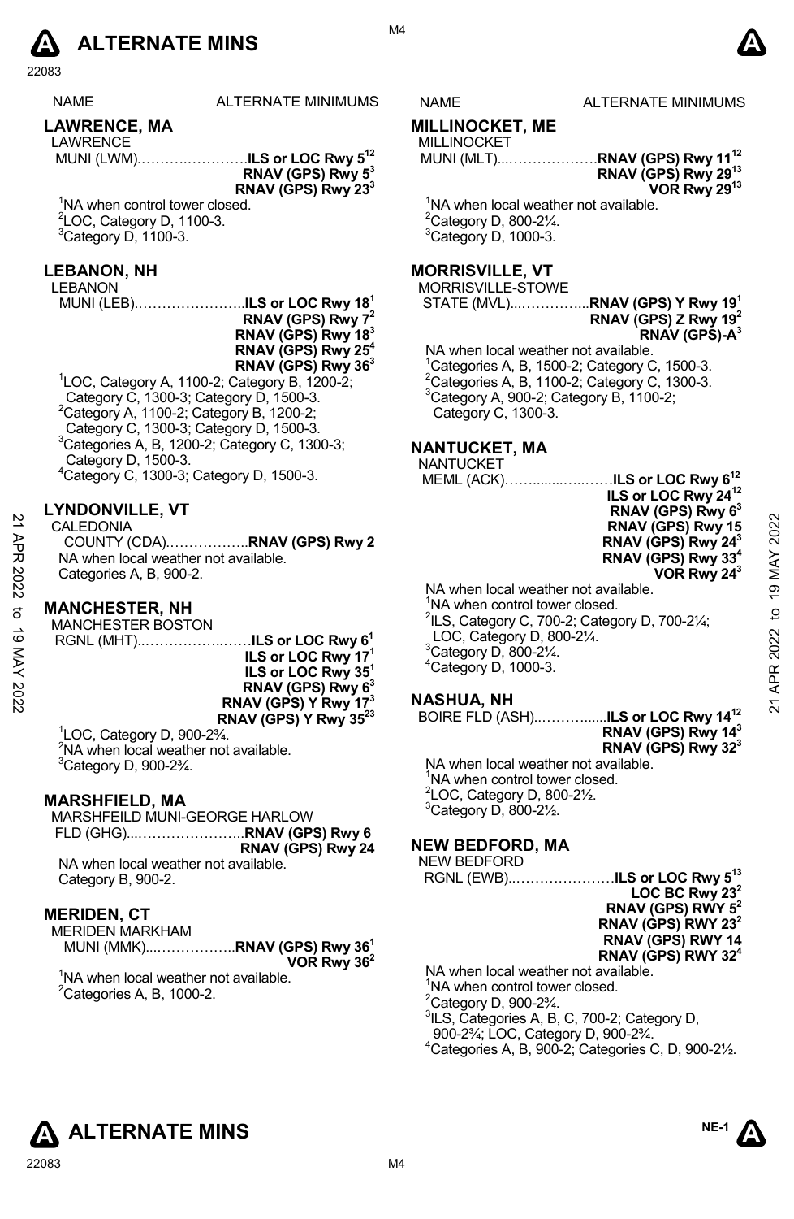# ALTERNATE MINS

| NAME | ALTERNATE MINIMUMS |
|---|---|

## LAWRENCE, MA

LAWRENCE
MUNI (LWM)……………………**ILS or LOC Rwy 5**[12]
**RNAV (GPS) Rwy 5**[3]
**RNAV (GPS) Rwy 23**[3]

[1]NA when control tower closed.
[2]LOC, Category D, 1100-3.
[3]Category D, 1100-3.

## LEBANON, NH

LEBANON
MUNI (LEB)……………………**ILS or LOC Rwy 18**[1]
**RNAV (GPS) Rwy 7**[2]
**RNAV (GPS) Rwy 18**[3]
**RNAV (GPS) Rwy 25**[4]
**RNAV (GPS) Rwy 36**[3]

[1]LOC, Category A, 1100-2; Category B, 1200-2; Category C, 1300-3; Category D, 1500-3.
[2]Category A, 1100-2; Category B, 1200-2; Category C, 1300-3; Category D, 1500-3.
[3]Categories A, B, 1200-2; Category C, 1300-3; Category D, 1500-3.
[4]Category C, 1300-3; Category D, 1500-3.

## LYNDONVILLE, VT

CALEDONIA
COUNTY (CDA)……………..**RNAV (GPS) Rwy 2**

NA when local weather not available.
Categories A, B, 900-2.

## MANCHESTER, NH

MANCHESTER BOSTON
RGNL (MHT)……………………**ILS or LOC Rwy 6**[1]
**ILS or LOC Rwy 17**[1]
**ILS or LOC Rwy 35**[1]
**RNAV (GPS) Rwy 6**[3]
**RNAV (GPS) Y Rwy 17**[3]
**RNAV (GPS) Y Rwy 35**[23]

[1]LOC, Category D, 900-2¾.
[2]NA when local weather not available.
[3]Category D, 900-2¾.

## MARSHFIELD, MA

MARSHFEILD MUNI-GEORGE HARLOW
FLD (GHG)……………………..**RNAV (GPS) Rwy 6**
**RNAV (GPS) Rwy 24**

NA when local weather not available.
Category B, 900-2.

## MERIDEN, CT

MERIDEN MARKHAM
MUNI (MMK)……………..**RNAV (GPS) Rwy 36**[1]
**VOR Rwy 36**[2]

[1]NA when local weather not available.
[2]Categories A, B, 1000-2.

## MILLINOCKET, ME

MILLINOCKET
MUNI (MLT)……………………**RNAV (GPS) Rwy 11**[12]
**RNAV (GPS) Rwy 29**[13]
**VOR Rwy 29**[13]

[1]NA when local weather not available.
[2]Category D, 800-2¼.
[3]Category D, 1000-3.

## MORRISVILLE, VT

MORRISVILLE-STOWE
STATE (MVL)……………...**RNAV (GPS) Y Rwy 19**[1]
**RNAV (GPS) Z Rwy 19**[2]
**RNAV (GPS)-A**[3]

NA when local weather not available.
[1]Categories A, B, 1500-2; Category C, 1500-3.
[2]Categories A, B, 1100-2; Category C, 1300-3.
[3]Category A, 900-2; Category B, 1100-2; Category C, 1300-3.

## NANTUCKET, MA

NANTUCKET
MEML (ACK)……………………**ILS or LOC Rwy 6**[12]
**ILS or LOC Rwy 24**[12]
**RNAV (GPS) Rwy 6**[3]
**RNAV (GPS) Rwy 15**
**RNAV (GPS) Rwy 24**[3]
**RNAV (GPS) Rwy 33**[4]
**VOR Rwy 24**[3]

NA when local weather not available.
[1]NA when control tower closed.
[2]ILS, Category C, 700-2; Category D, 700-2¼; LOC, Category D, 800-2¼.
[3]Category D, 800-2¼.
[4]Category D, 1000-3.

## NASHUA, NH

BOIRE FLD (ASH)……………**ILS or LOC Rwy 14**[12]
**RNAV (GPS) Rwy 14**[3]
**RNAV (GPS) Rwy 32**[3]

NA when local weather not available.
[1]NA when control tower closed.
[2]LOC, Category D, 800-2½.
[3]Category D, 800-2½.

## NEW BEDFORD, MA

NEW BEDFORD
RGNL (EWB)……………………**ILS or LOC Rwy 5**[13]
**LOC BC Rwy 23**[2]
**RNAV (GPS) RWY 5**[2]
**RNAV (GPS) RWY 23**[2]
**RNAV (GPS) RWY 14**
**RNAV (GPS) RWY 32**[4]

NA when local weather not available.
[1]NA when control tower closed.
[2]Category D, 900-2¾.
[3]ILS, Categories A, B, C, 700-2; Category D, 900-2¾; LOC, Category D, 900-2¾.
[4]Categories A, B, 900-2; Categories C, D, 900-2½.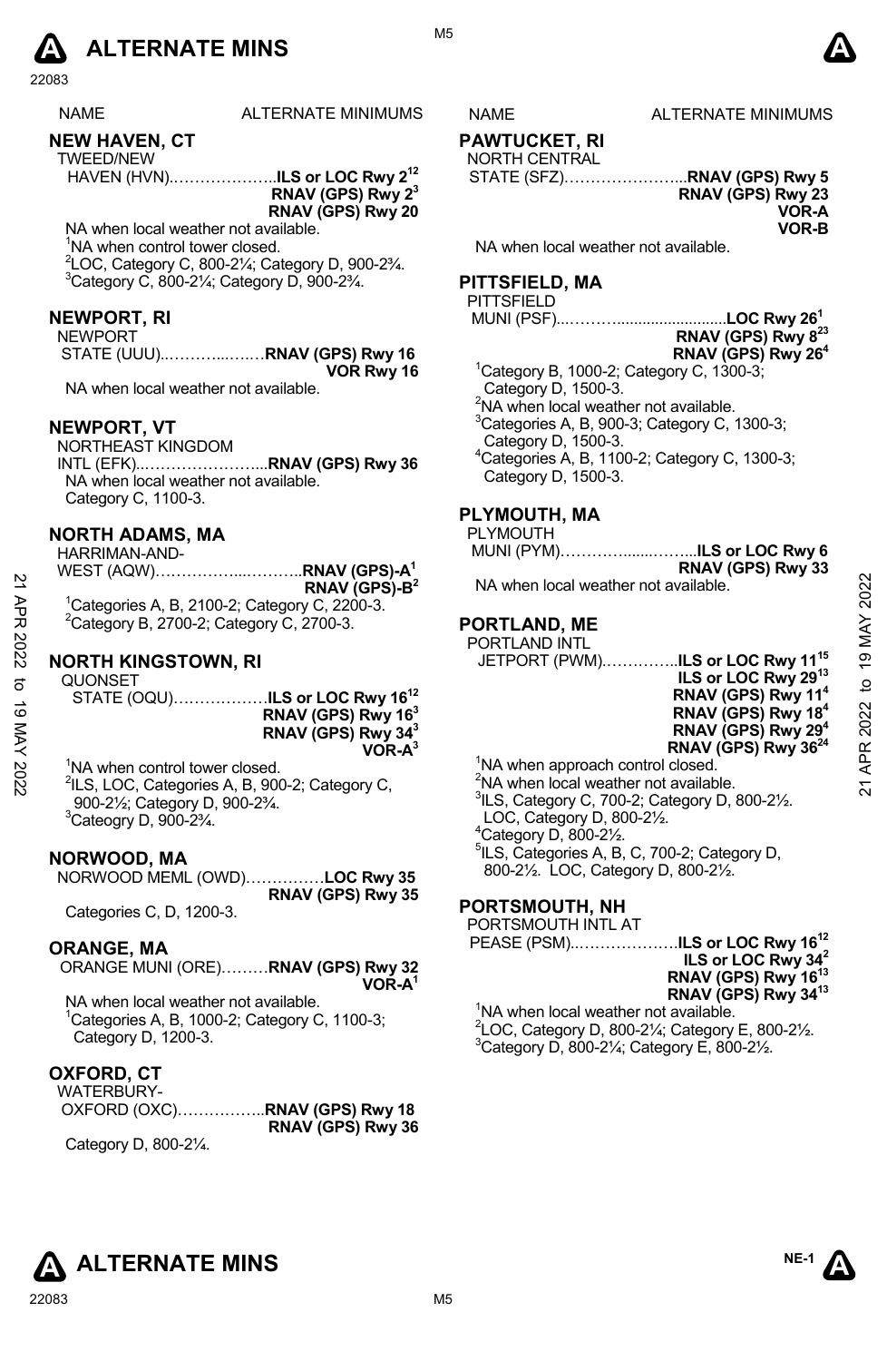# ALTERNATE MINS

NAME | ALTERNATE MINIMUMS

## NEW HAVEN, CT

TWEED/NEW HAVEN (HVN)…………………**ILS or LOC Rwy 2**[1,2]
**RNAV (GPS) Rwy 2**[3]
**RNAV (GPS) Rwy 20**

NA when local weather not available.
[1]NA when control tower closed.
[2]LOC, Category C, 800-2¼; Category D, 900-2¾.
[3]Category C, 800-2¼; Category D, 900-2¾.

## NEWPORT, RI

NEWPORT STATE (UUU)..………..….…**RNAV (GPS) Rwy 16**
**VOR Rwy 16**

NA when local weather not available.

## NEWPORT, VT

NORTHEAST KINGDOM INTL (EFK)..…………………...**RNAV (GPS) Rwy 36**

NA when local weather not available.
Category C, 1100-3.

## NORTH ADAMS, MA

HARRIMAN-AND-WEST (AQW)……………....……….**RNAV (GPS)-A**[1]
**RNAV (GPS)-B**[2]

[1]Categories A, B, 2100-2; Category C, 2200-3.
[2]Category B, 2700-2; Category C, 2700-3.

## NORTH KINGSTOWN, RI

QUONSET STATE (OQU)………………**ILS or LOC Rwy 16**[1,2]
**RNAV (GPS) Rwy 16**[3]
**RNAV (GPS) Rwy 34**[3]
**VOR-A**[3]

[1]NA when control tower closed.
[2]ILS, LOC, Categories A, B, 900-2; Category C, 900-2½; Category D, 900-2¾.
[3]Cateogry D, 900-2¾.

## NORWOOD, MA

NORWOOD MEML (OWD)……………**LOC Rwy 35**
**RNAV (GPS) Rwy 35**

Categories C, D, 1200-3.

## ORANGE, MA

ORANGE MUNI (ORE)………**RNAV (GPS) Rwy 32**
**VOR-A**[1]

NA when local weather not available.
[1]Categories A, B, 1000-2; Category C, 1100-3; Category D, 1200-3.

## OXFORD, CT

WATERBURY-OXFORD (OXC)……………..**RNAV (GPS) Rwy 18**
**RNAV (GPS) Rwy 36**

Category D, 800-2¼.

## PAWTUCKET, RI

NORTH CENTRAL STATE (SFZ)…………………...**RNAV (GPS) Rwy 5**
**RNAV (GPS) Rwy 23**
**VOR-A**
**VOR-B**

NA when local weather not available.

## PITTSFIELD, MA

PITTSFIELD MUNI (PSF)...………..........................**LOC Rwy 26**[1]
**RNAV (GPS) Rwy 8**[2,3]
**RNAV (GPS) Rwy 26**[4]

[1]Category B, 1000-2; Category C, 1300-3; Category D, 1500-3.
[2]NA when local weather not available.
[3]Categories A, B, 900-3; Category C, 1300-3; Category D, 1500-3.
[4]Categories A, B, 1100-2; Category C, 1300-3; Category D, 1500-3.

## PLYMOUTH, MA

PLYMOUTH MUNI (PYM)…………........……...**ILS or LOC Rwy 6**
**RNAV (GPS) Rwy 33**

NA when local weather not available.

## PORTLAND, ME

PORTLAND INTL JETPORT (PWM)…………..**ILS or LOC Rwy 11**[1,5]
**ILS or LOC Rwy 29**[1,3]
**RNAV (GPS) Rwy 11**[4]
**RNAV (GPS) Rwy 18**[4]
**RNAV (GPS) Rwy 29**[4]
**RNAV (GPS) Rwy 36**[2,4]

[1]NA when approach control closed.
[2]NA when local weather not available.
[3]ILS, Category C, 700-2; Category D, 800-2½. LOC, Category D, 800-2½.
[4]Category D, 800-2½.
[5]ILS, Categories A, B, C, 700-2; Category D, 800-2½. LOC, Category D, 800-2½.

## PORTSMOUTH, NH

PORTSMOUTH INTL AT PEASE (PSM)..………………**ILS or LOC Rwy 16**[1,2]
**ILS or LOC Rwy 34**[2]
**RNAV (GPS) Rwy 16**[1,3]
**RNAV (GPS) Rwy 34**[1,3]

[1]NA when local weather not available.
[2]LOC, Category D, 800-2¼; Category E, 800-2½.
[3]Category D, 800-2¼; Category E, 800-2½.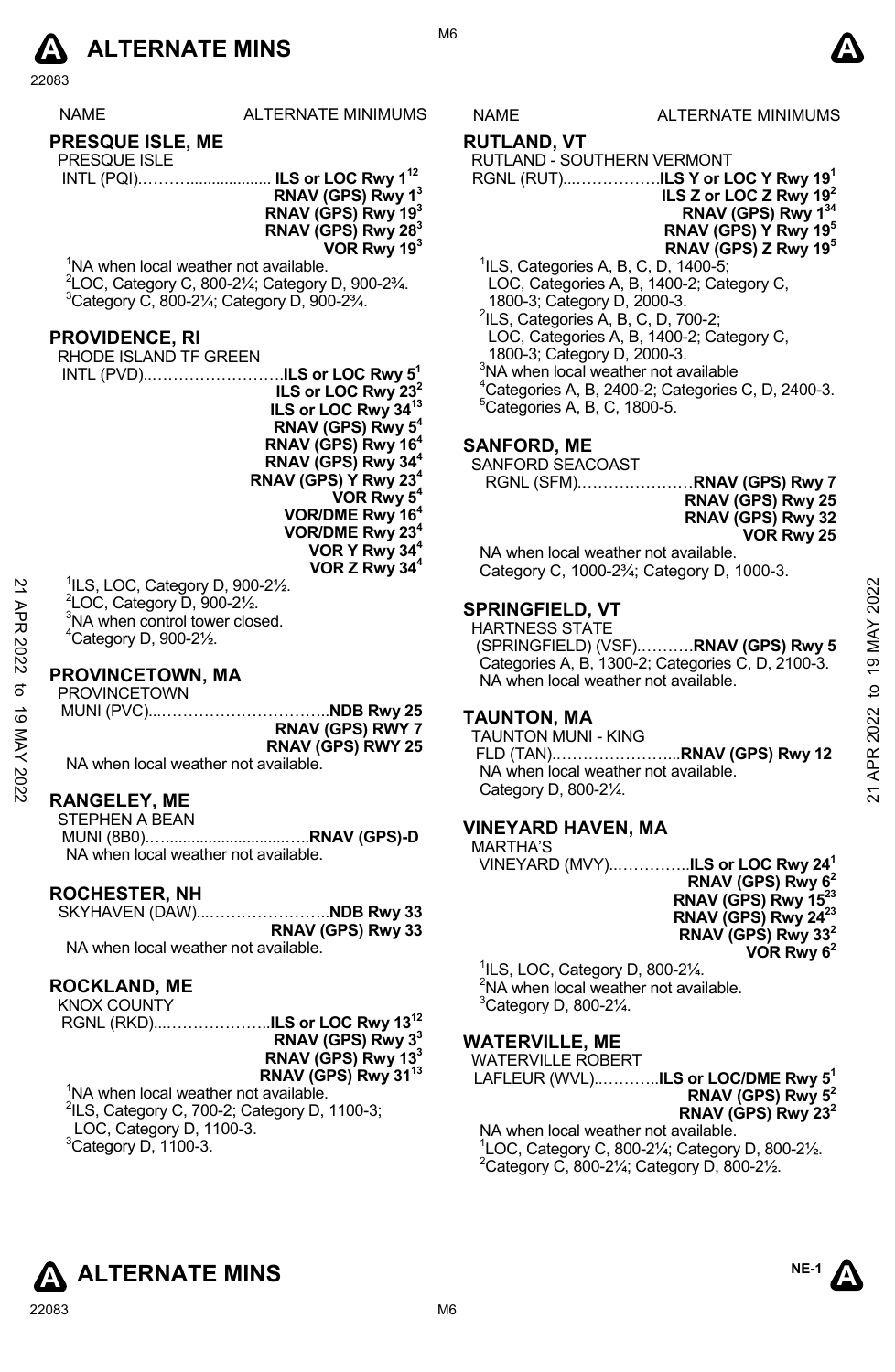# ALTERNATE MINS

| NAME | ALTERNATE MINIMUMS |
|---|---|

## PRESQUE ISLE, ME

PRESQUE ISLE INTL (PQI)………................... **ILS or LOC Rwy 1[12]**
**RNAV (GPS) Rwy 1[3]**
**RNAV (GPS) Rwy 19[3]**
**RNAV (GPS) Rwy 28[3]**
**VOR Rwy 19[3]**

[1]NA when local weather not available.
[2]LOC, Category C, 800-2¼; Category D, 900-2¾.
[3]Category C, 800-2¼; Category D, 900-2¾.

## PROVIDENCE, RI

RHODE ISLAND TF GREEN INTL (PVD)..……………………**ILS or LOC Rwy 5[1]**
**ILS or LOC Rwy 23[2]**
**ILS or LOC Rwy 34[13]**
**RNAV (GPS) Rwy 5[4]**
**RNAV (GPS) Rwy 16[4]**
**RNAV (GPS) Rwy 34[4]**
**RNAV (GPS) Y Rwy 23[4]**
**VOR Rwy 5[4]**
**VOR/DME Rwy 16[4]**
**VOR/DME Rwy 23[4]**
**VOR Y Rwy 34[4]**
**VOR Z Rwy 34[4]**

[1]ILS, LOC, Category D, 900-2½.
[2]LOC, Category D, 900-2½.
[3]NA when control tower closed.
[4]Category D, 900-2½.

## PROVINCETOWN, MA

PROVINCETOWN MUNI (PVC)...…………………………..**NDB Rwy 25**
**RNAV (GPS) RWY 7**
**RNAV (GPS) RWY 25**

NA when local weather not available.

## RANGELEY, ME

STEPHEN A BEAN MUNI (8B0)….............................…..**RNAV (GPS)-D**

NA when local weather not available.

## ROCHESTER, NH

SKYHAVEN (DAW)...…………………..**NDB Rwy 33**
**RNAV (GPS) Rwy 33**

NA when local weather not available.

## ROCKLAND, ME

KNOX COUNTY RGNL (RKD)...………………..**ILS or LOC Rwy 13[12]**
**RNAV (GPS) Rwy 3[3]**
**RNAV (GPS) Rwy 13[3]**
**RNAV (GPS) Rwy 31[13]**

[1]NA when local weather not available.
[2]ILS, Category C, 700-2; Category D, 1100-3; LOC, Category D, 1100-3.
[3]Category D, 1100-3.

## RUTLAND, VT

RUTLAND - SOUTHERN VERMONT RGNL (RUT)...…………….**ILS Y or LOC Y Rwy 19[1]**
**ILS Z or LOC Z Rwy 19[2]**
**RNAV (GPS) Rwy 1[34]**
**RNAV (GPS) Y Rwy 19[5]**
**RNAV (GPS) Z Rwy 19[5]**

[1]ILS, Categories A, B, C, D, 1400-5; LOC, Categories A, B, 1400-2; Category C, 1800-3; Category D, 2000-3.
[2]ILS, Categories A, B, C, D, 700-2; LOC, Categories A, B, 1400-2; Category C, 1800-3; Category D, 2000-3.
[3]NA when local weather not available
[4]Categories A, B, 2400-2; Categories C, D, 2400-3.
[5]Categories A, B, C, 1800-5.

## SANFORD, ME

SANFORD SEACOAST RGNL (SFM).…………………**RNAV (GPS) Rwy 7**
**RNAV (GPS) Rwy 25**
**RNAV (GPS) Rwy 32**
**VOR Rwy 25**

NA when local weather not available.
Category C, 1000-2¾; Category D, 1000-3.

## SPRINGFIELD, VT

HARTNESS STATE (SPRINGFIELD) (VSF).……….**RNAV (GPS) Rwy 5**

Categories A, B, 1300-2; Categories C, D, 2100-3.
NA when local weather not available.

## TAUNTON, MA

TAUNTON MUNI - KING FLD (TAN).…………………....**RNAV (GPS) Rwy 12**

NA when local weather not available.
Category D, 800-2¼.

## VINEYARD HAVEN, MA

MARTHA'S VINEYARD (MVY)...…………..**ILS or LOC Rwy 24[1]**
**RNAV (GPS) Rwy 6[2]**
**RNAV (GPS) Rwy 15[23]**
**RNAV (GPS) Rwy 24[23]**
**RNAV (GPS) Rwy 33[2]**
**VOR Rwy 6[2]**

[1]ILS, LOC, Category D, 800-2¼.
[2]NA when local weather not available.
[3]Category D, 800-2¼.

## WATERVILLE, ME

WATERVILLE ROBERT LAFLEUR (WVL)...………..**ILS or LOC/DME Rwy 5[1]**
**RNAV (GPS) Rwy 5[2]**
**RNAV (GPS) Rwy 23[2]**

NA when local weather not available.
[1]LOC, Category C, 800-2¼; Category D, 800-2½.
[2]Category C, 800-2¼; Category D, 800-2½.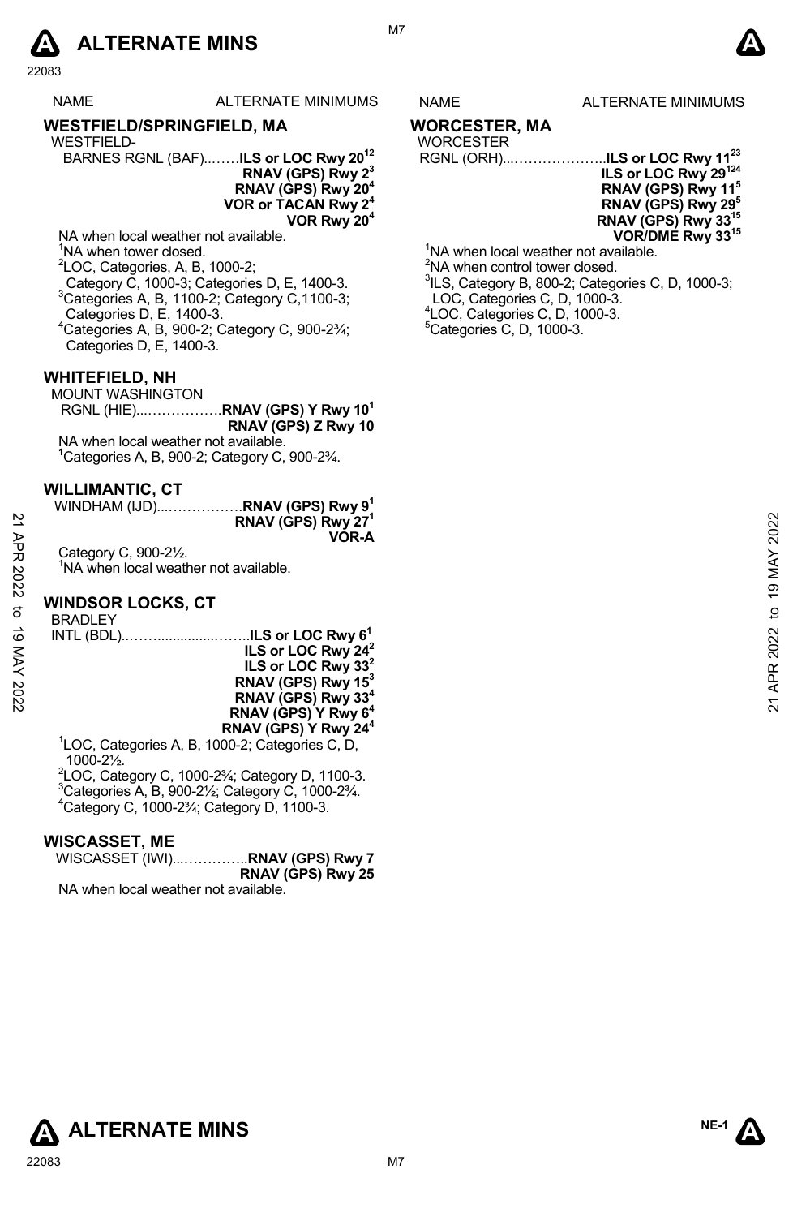| NAME | ALTERNATE MINIMUMS |
|---|---|

## WESTFIELD/SPRINGFIELD, MA

WESTFIELD-
BARNES RGNL (BAF)........**ILS or LOC Rwy 20**[1,2]
**RNAV (GPS) Rwy 2**[3]
**RNAV (GPS) Rwy 20**[4]
**VOR or TACAN Rwy 2**[4]
**VOR Rwy 20**[4]

NA when local weather not available.
[1]NA when tower closed.
[2]LOC, Categories, A, B, 1000-2;
Category C, 1000-3; Categories D, E, 1400-3.
[3]Categories A, B, 1100-2; Category C,1100-3;
Categories D, E, 1400-3.
[4]Categories A, B, 900-2; Category C, 900-2¾;
Categories D, E, 1400-3.

## WHITEFIELD, NH

MOUNT WASHINGTON
RGNL (HIE)..................**RNAV (GPS) Y Rwy 10**[1]
**RNAV (GPS) Z Rwy 10**

NA when local weather not available.
[1]Categories A, B, 900-2; Category C, 900-2¾.

## WILLIMANTIC, CT

WINDHAM (IJD)..................**RNAV (GPS) Rwy 9**[1]
**RNAV (GPS) Rwy 27**[1]
**VOR-A**

Category C, 900-2½.
[1]NA when local weather not available.

## WINDSOR LOCKS, CT

BRADLEY
INTL (BDL)...........................**ILS or LOC Rwy 6**[1]
**ILS or LOC Rwy 24**[2]
**ILS or LOC Rwy 33**[2]
**RNAV (GPS) Rwy 15**[3]
**RNAV (GPS) Rwy 33**[4]
**RNAV (GPS) Y Rwy 6**[4]
**RNAV (GPS) Y Rwy 24**[4]

[1]LOC, Categories A, B, 1000-2; Categories C, D,
1000-2½.
[2]LOC, Category C, 1000-2¾; Category D, 1100-3.
[3]Categories A, B, 900-2½; Category C, 1000-2¾.
[4]Category C, 1000-2¾; Category D, 1100-3.

## WISCASSET, ME

WISCASSET (IWI)................**RNAV (GPS) Rwy 7**
**RNAV (GPS) Rwy 25**

NA when local weather not available.

## WORCESTER, MA

WORCESTER
RGNL (ORH).......................**ILS or LOC Rwy 11**[2,3]
**ILS or LOC Rwy 29**[1,2,4]
**RNAV (GPS) Rwy 11**[5]
**RNAV (GPS) Rwy 29**[5]
**RNAV (GPS) Rwy 33**[1,5]
**VOR/DME Rwy 33**[1,5]

[1]NA when local weather not available.
[2]NA when control tower closed.
[3]ILS, Category B, 800-2; Categories C, D, 1000-3;
LOC, Categories C, D, 1000-3.
[4]LOC, Categories C, D, 1000-3.
[5]Categories C, D, 1000-3.